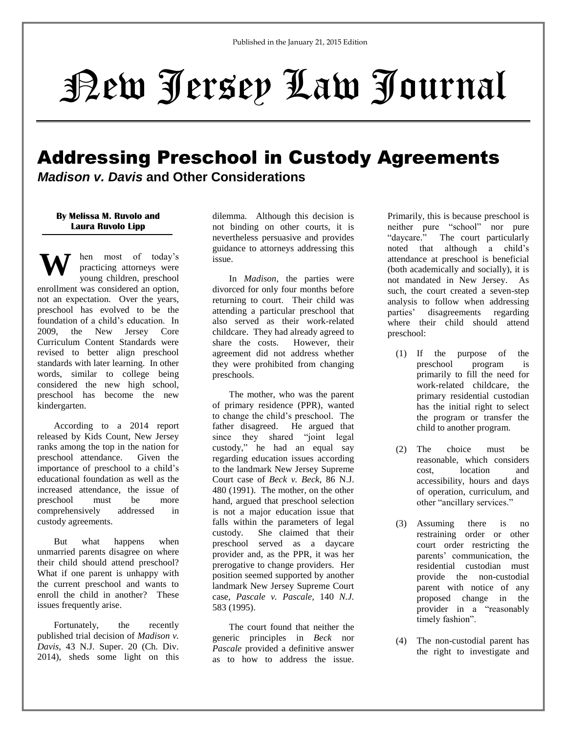Published in the January 21, 2015 Edition

# New Jersey Law Journal

## Addressing Preschool in Custody Agreements

### *Madison v. Davis* and Other Considerations

**By Melissa M. Ruvolo and Laura Ruvolo Lipp**

When most of today's practicing attorneys were young children, preschool enrollment was considered an option, not an expectation. Over the years, preschool has evolved to be the foundation of a child's education. In 2009, the New Jersey Core Curriculum Content Standards were revised to better align preschool standards with later learning. In other words, similar to college being considered the new high school, preschool has become the new kindergarten.

According to a 2014 report released by Kids Count, New Jersey ranks among the top in the nation for preschool attendance. Given the importance of preschool to a child's educational foundation as well as the increased attendance, the issue of preschool must be more comprehensively addressed in custody agreements.

But what happens when unmarried parents disagree on where their child should attend preschool? What if one parent is unhappy with the current preschool and wants to enroll the child in another? These issues frequently arise.

Fortunately, the recently published trial decision of *Madison v. Davis*, 43 N.J. Super. 20 (Ch. Div. 2014), sheds some light on this dilemma. Although this decision is not binding on other courts, it is nevertheless persuasive and provides guidance to attorneys addressing this issue.

In *Madison*, the parties were divorced for only four months before returning to court. Their child was attending a particular preschool that also served as their work-related childcare. They had already agreed to share the costs. However, their agreement did not address whether they were prohibited from changing preschools.

The mother, who was the parent of primary residence (PPR), wanted to change the child's preschool. The father disagreed. He argued that since they shared "joint legal custody," he had an equal say regarding education issues according to the landmark New Jersey Supreme Court case of *Beck v. Beck,* 86 N.J. 480 (1991). The mother, on the other hand, argued that preschool selection is not a major education issue that falls within the parameters of legal custody. She claimed that their preschool served as a daycare provider and, as the PPR, it was her prerogative to change providers. Her position seemed supported by another landmark New Jersey Supreme Court case, *Pascale v. Pascale*, 140 *N.J.* 583 (1995).

The court found that neither the generic principles in *Beck* nor *Pascale* provided a definitive answer as to how to address the issue. Primarily, this is because preschool is neither pure "school" nor pure "daycare." The court particularly noted that although a child's attendance at preschool is beneficial (both academically and socially), it is not mandated in New Jersey. As such, the court created a seven-step analysis to follow when addressing parties' disagreements regarding where their child should attend preschool:

(1) If the purpose of the preschool program is primarily to fill the need for work-related childcare, the primary residential custodian has the initial right to select the program or transfer the child to another program.

(2) The choice must be reasonable, which considers cost, location and accessibility, hours and days of operation, curriculum, and other "ancillary services."

(3) Assuming there is no restraining order or other court order restricting the parents' communication, the residential custodian must provide the non-custodial parent with notice of any proposed change in the provider in a "reasonably timely fashion".

(4) The non-custodial parent has the right to investigate and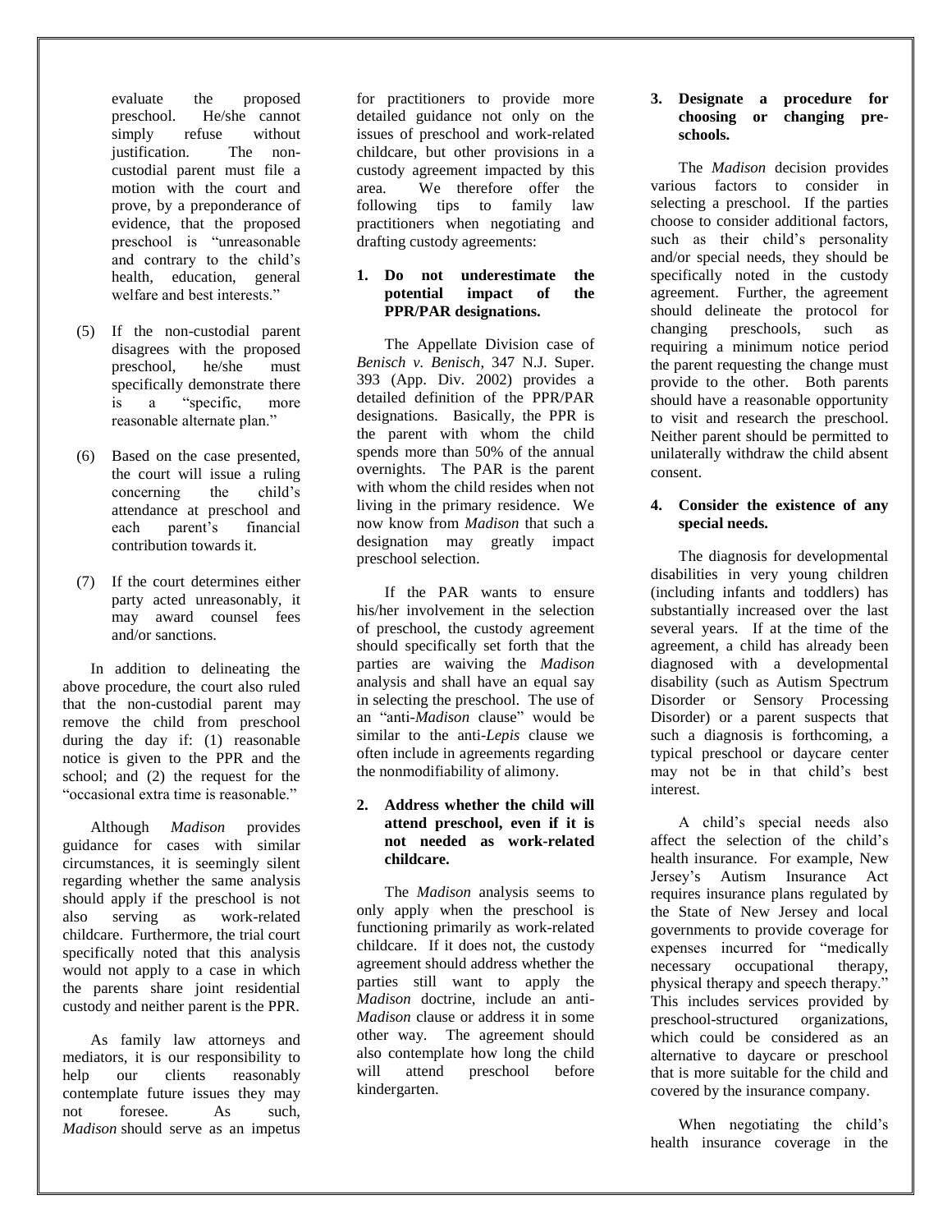evaluate the proposed preschool. He/she cannot simply refuse without justification. The non-custodial parent must file a motion with the court and prove, by a preponderance of evidence, that the proposed preschool is "unreasonable and contrary to the child's health, education, general welfare and best interests."

(5) If the non-custodial parent disagrees with the proposed preschool, he/she must specifically demonstrate there is a "specific, more reasonable alternate plan."

(6) Based on the case presented, the court will issue a ruling concerning the child's attendance at preschool and each parent's financial contribution towards it.

(7) If the court determines either party acted unreasonably, it may award counsel fees and/or sanctions.

In addition to delineating the above procedure, the court also ruled that the non-custodial parent may remove the child from preschool during the day if: (1) reasonable notice is given to the PPR and the school; and (2) the request for the "occasional extra time is reasonable."

Although *Madison* provides guidance for cases with similar circumstances, it is seemingly silent regarding whether the same analysis should apply if the preschool is not also serving as work-related childcare. Furthermore, the trial court specifically noted that this analysis would not apply to a case in which the parents share joint residential custody and neither parent is the PPR.

As family law attorneys and mediators, it is our responsibility to help our clients reasonably contemplate future issues they may not foresee. As such, *Madison* should serve as an impetus for practitioners to provide more detailed guidance not only on the issues of preschool and work-related childcare, but other provisions in a custody agreement impacted by this area. We therefore offer the following tips to family law practitioners when negotiating and drafting custody agreements:

**1. Do not underestimate the potential impact of the PPR/PAR designations.**

The Appellate Division case of *Benisch v. Benisch*, 347 N.J. Super. 393 (App. Div. 2002) provides a detailed definition of the PPR/PAR designations. Basically, the PPR is the parent with whom the child spends more than 50% of the annual overnights. The PAR is the parent with whom the child resides when not living in the primary residence. We now know from *Madison* that such a designation may greatly impact preschool selection.

If the PAR wants to ensure his/her involvement in the selection of preschool, the custody agreement should specifically set forth that the parties are waiving the *Madison* analysis and shall have an equal say in selecting the preschool. The use of an "anti-*Madison* clause" would be similar to the anti-*Lepis* clause we often include in agreements regarding the nonmodifiability of alimony.

**2. Address whether the child will attend preschool, even if it is not needed as work-related childcare.**

The *Madison* analysis seems to only apply when the preschool is functioning primarily as work-related childcare. If it does not, the custody agreement should address whether the parties still want to apply the *Madison* doctrine, include an anti-*Madison* clause or address it in some other way. The agreement should also contemplate how long the child will attend preschool before kindergarten.

**3. Designate a procedure for choosing or changing pre-schools.**

The *Madison* decision provides various factors to consider in selecting a preschool. If the parties choose to consider additional factors, such as their child's personality and/or special needs, they should be specifically noted in the custody agreement. Further, the agreement should delineate the protocol for changing preschools, such as requiring a minimum notice period the parent requesting the change must provide to the other. Both parents should have a reasonable opportunity to visit and research the preschool. Neither parent should be permitted to unilaterally withdraw the child absent consent.

**4. Consider the existence of any special needs.**

The diagnosis for developmental disabilities in very young children (including infants and toddlers) has substantially increased over the last several years. If at the time of the agreement, a child has already been diagnosed with a developmental disability (such as Autism Spectrum Disorder or Sensory Processing Disorder) or a parent suspects that such a diagnosis is forthcoming, a typical preschool or daycare center may not be in that child's best interest.

A child's special needs also affect the selection of the child's health insurance. For example, New Jersey's Autism Insurance Act requires insurance plans regulated by the State of New Jersey and local governments to provide coverage for expenses incurred for "medically necessary occupational therapy, physical therapy and speech therapy." This includes services provided by preschool-structured organizations, which could be considered as an alternative to daycare or preschool that is more suitable for the child and covered by the insurance company.

When negotiating the child's health insurance coverage in the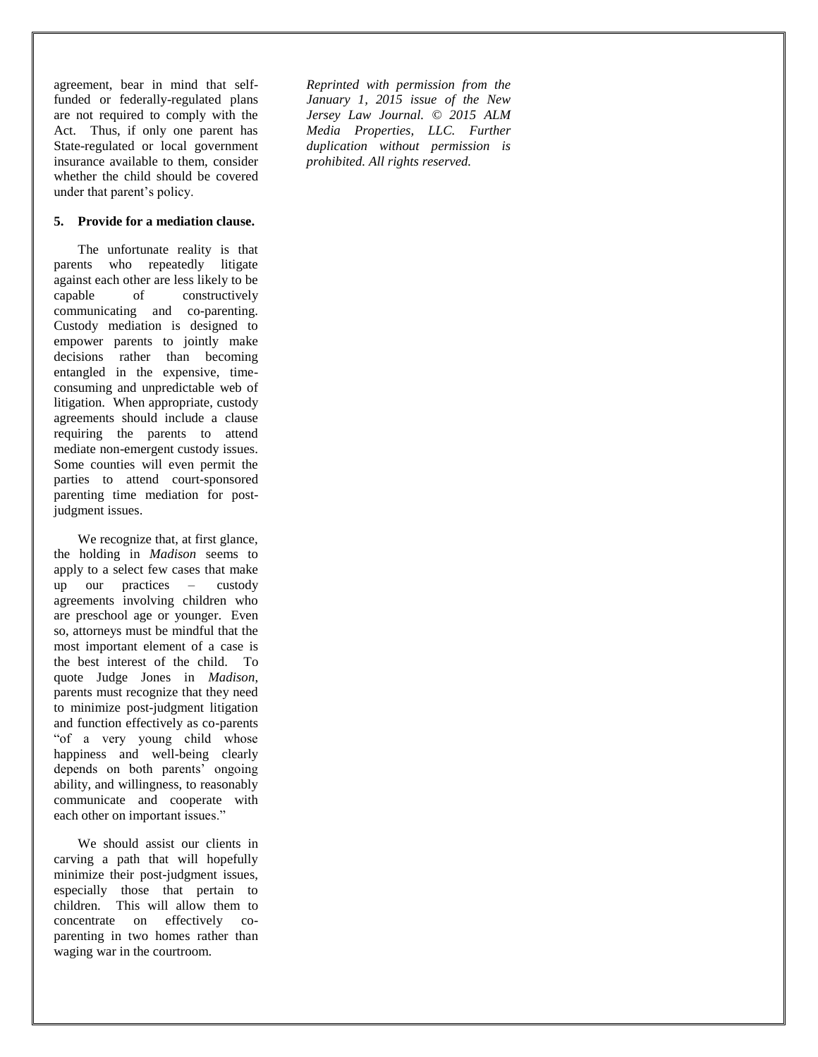agreement, bear in mind that self-funded or federally-regulated plans are not required to comply with the Act. Thus, if only one parent has State-regulated or local government insurance available to them, consider whether the child should be covered under that parent's policy.

**5. Provide for a mediation clause.**

The unfortunate reality is that parents who repeatedly litigate against each other are less likely to be capable of constructively communicating and co-parenting. Custody mediation is designed to empower parents to jointly make decisions rather than becoming entangled in the expensive, time-consuming and unpredictable web of litigation. When appropriate, custody agreements should include a clause requiring the parents to attend mediate non-emergent custody issues. Some counties will even permit the parties to attend court-sponsored parenting time mediation for post-judgment issues.

We recognize that, at first glance, the holding in *Madison* seems to apply to a select few cases that make up our practices – custody agreements involving children who are preschool age or younger. Even so, attorneys must be mindful that the most important element of a case is the best interest of the child. To quote Judge Jones in *Madison*, parents must recognize that they need to minimize post-judgment litigation and function effectively as co-parents "of a very young child whose happiness and well-being clearly depends on both parents' ongoing ability, and willingness, to reasonably communicate and cooperate with each other on important issues."

We should assist our clients in carving a path that will hopefully minimize their post-judgment issues, especially those that pertain to children. This will allow them to concentrate on effectively co-parenting in two homes rather than waging war in the courtroom.

*Reprinted with permission from the January 1, 2015 issue of the New Jersey Law Journal. © 2015 ALM Media Properties, LLC. Further duplication without permission is prohibited. All rights reserved.*